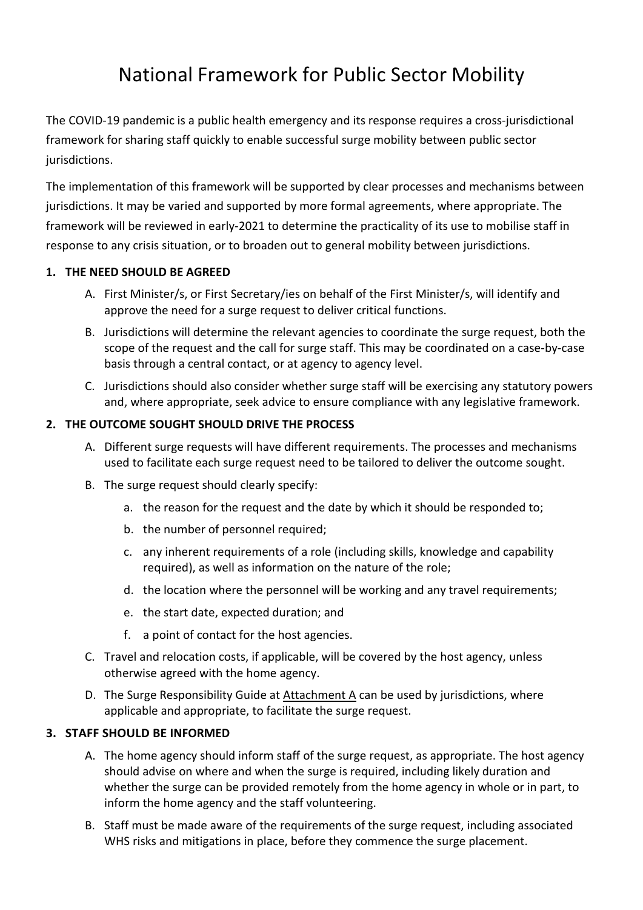# National Framework for Public Sector Mobility

The COVID-19 pandemic is a public health emergency and its response requires a cross-jurisdictional framework for sharing staff quickly to enable successful surge mobility between public sector jurisdictions.

The implementation of this framework will be supported by clear processes and mechanisms between jurisdictions. It may be varied and supported by more formal agreements, where appropriate. The framework will be reviewed in early-2021 to determine the practicality of its use to mobilise staff in response to any crisis situation, or to broaden out to general mobility between jurisdictions.

## 1. THE NEED SHOULD BE AGREED

A. First Minister/s, or First Secretary/ies on behalf of the First Minister/s, will identify and approve the need for a surge request to deliver critical functions.

B. Jurisdictions will determine the relevant agencies to coordinate the surge request, both the scope of the request and the call for surge staff. This may be coordinated on a case-by-case basis through a central contact, or at agency to agency level.

C. Jurisdictions should also consider whether surge staff will be exercising any statutory powers and, where appropriate, seek advice to ensure compliance with any legislative framework.

## 2. THE OUTCOME SOUGHT SHOULD DRIVE THE PROCESS

A. Different surge requests will have different requirements. The processes and mechanisms used to facilitate each surge request need to be tailored to deliver the outcome sought.

B. The surge request should clearly specify:

   a. the reason for the request and the date by which it should be responded to;

   b. the number of personnel required;

   c. any inherent requirements of a role (including skills, knowledge and capability required), as well as information on the nature of the role;

   d. the location where the personnel will be working and any travel requirements;

   e. the start date, expected duration; and

   f. a point of contact for the host agencies.

C. Travel and relocation costs, if applicable, will be covered by the host agency, unless otherwise agreed with the home agency.

D. The Surge Responsibility Guide at Attachment A can be used by jurisdictions, where applicable and appropriate, to facilitate the surge request.

## 3. STAFF SHOULD BE INFORMED

A. The home agency should inform staff of the surge request, as appropriate. The host agency should advise on where and when the surge is required, including likely duration and whether the surge can be provided remotely from the home agency in whole or in part, to inform the home agency and the staff volunteering.

B. Staff must be made aware of the requirements of the surge request, including associated WHS risks and mitigations in place, before they commence the surge placement.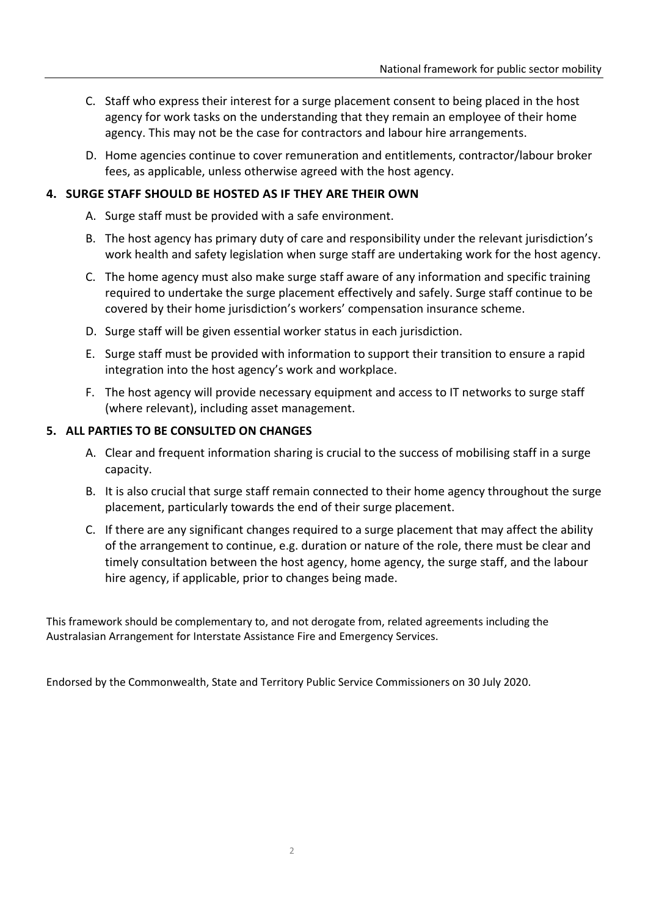C. Staff who express their interest for a surge placement consent to being placed in the host agency for work tasks on the understanding that they remain an employee of their home agency. This may not be the case for contractors and labour hire arrangements.

D. Home agencies continue to cover remuneration and entitlements, contractor/labour broker fees, as applicable, unless otherwise agreed with the host agency.

**4. SURGE STAFF SHOULD BE HOSTED AS IF THEY ARE THEIR OWN**

A. Surge staff must be provided with a safe environment.

B. The host agency has primary duty of care and responsibility under the relevant jurisdiction's work health and safety legislation when surge staff are undertaking work for the host agency.

C. The home agency must also make surge staff aware of any information and specific training required to undertake the surge placement effectively and safely. Surge staff continue to be covered by their home jurisdiction's workers' compensation insurance scheme.

D. Surge staff will be given essential worker status in each jurisdiction.

E. Surge staff must be provided with information to support their transition to ensure a rapid integration into the host agency's work and workplace.

F. The host agency will provide necessary equipment and access to IT networks to surge staff (where relevant), including asset management.

**5. ALL PARTIES TO BE CONSULTED ON CHANGES**

A. Clear and frequent information sharing is crucial to the success of mobilising staff in a surge capacity.

B. It is also crucial that surge staff remain connected to their home agency throughout the surge placement, particularly towards the end of their surge placement.

C. If there are any significant changes required to a surge placement that may affect the ability of the arrangement to continue, e.g. duration or nature of the role, there must be clear and timely consultation between the host agency, home agency, the surge staff, and the labour hire agency, if applicable, prior to changes being made.

This framework should be complementary to, and not derogate from, related agreements including the Australasian Arrangement for Interstate Assistance Fire and Emergency Services.

Endorsed by the Commonwealth, State and Territory Public Service Commissioners on 30 July 2020.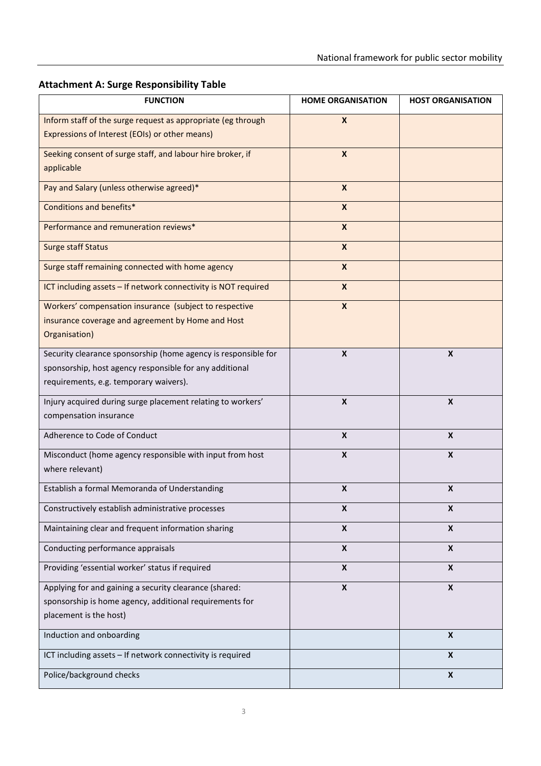## Attachment A: Surge Responsibility Table

| FUNCTION | HOME ORGANISATION | HOST ORGANISATION |
|---|---|---|
| Inform staff of the surge request as appropriate (eg through Expressions of Interest (EOIs) or other means) | X | |
| Seeking consent of surge staff, and labour hire broker, if applicable | X | |
| Pay and Salary (unless otherwise agreed)* | X | |
| Conditions and benefits* | X | |
| Performance and remuneration reviews* | X | |
| Surge staff Status | X | |
| Surge staff remaining connected with home agency | X | |
| ICT including assets – If network connectivity is NOT required | X | |
| Workers' compensation insurance (subject to respective insurance coverage and agreement by Home and Host Organisation) | X | |
| Security clearance sponsorship (home agency is responsible for sponsorship, host agency responsible for any additional requirements, e.g. temporary waivers). | X | X |
| Injury acquired during surge placement relating to workers' compensation insurance | X | X |
| Adherence to Code of Conduct | X | X |
| Misconduct (home agency responsible with input from host where relevant) | X | X |
| Establish a formal Memoranda of Understanding | X | X |
| Constructively establish administrative processes | X | X |
| Maintaining clear and frequent information sharing | X | X |
| Conducting performance appraisals | X | X |
| Providing 'essential worker' status if required | X | X |
| Applying for and gaining a security clearance (shared: sponsorship is home agency, additional requirements for placement is the host) | X | X |
| Induction and onboarding | | X |
| ICT including assets – If network connectivity is required | | X |
| Police/background checks | | X |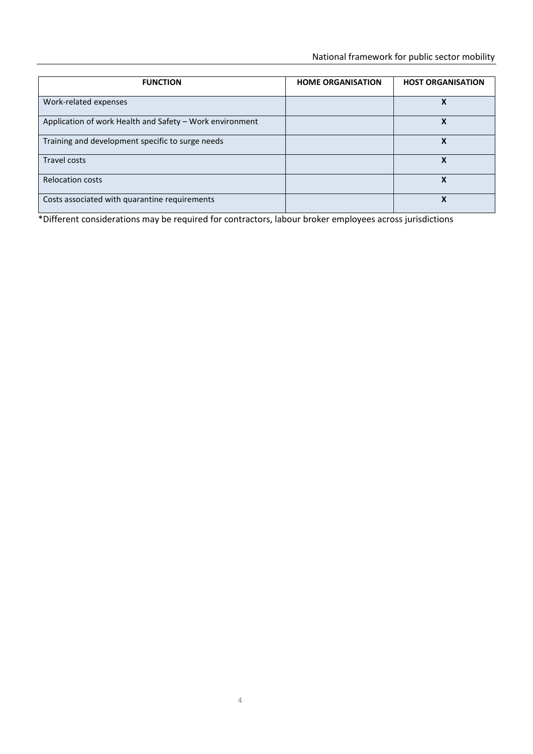| FUNCTION | HOME ORGANISATION | HOST ORGANISATION |
| --- | --- | --- |
| Work-related expenses | | **X** |
| Application of work Health and Safety – Work environment | | **X** |
| Training and development specific to surge needs | | **X** |
| Travel costs | | **X** |
| Relocation costs | | **X** |
| Costs associated with quarantine requirements | | **X** |

*Different considerations may be required for contractors, labour broker employees across jurisdictions